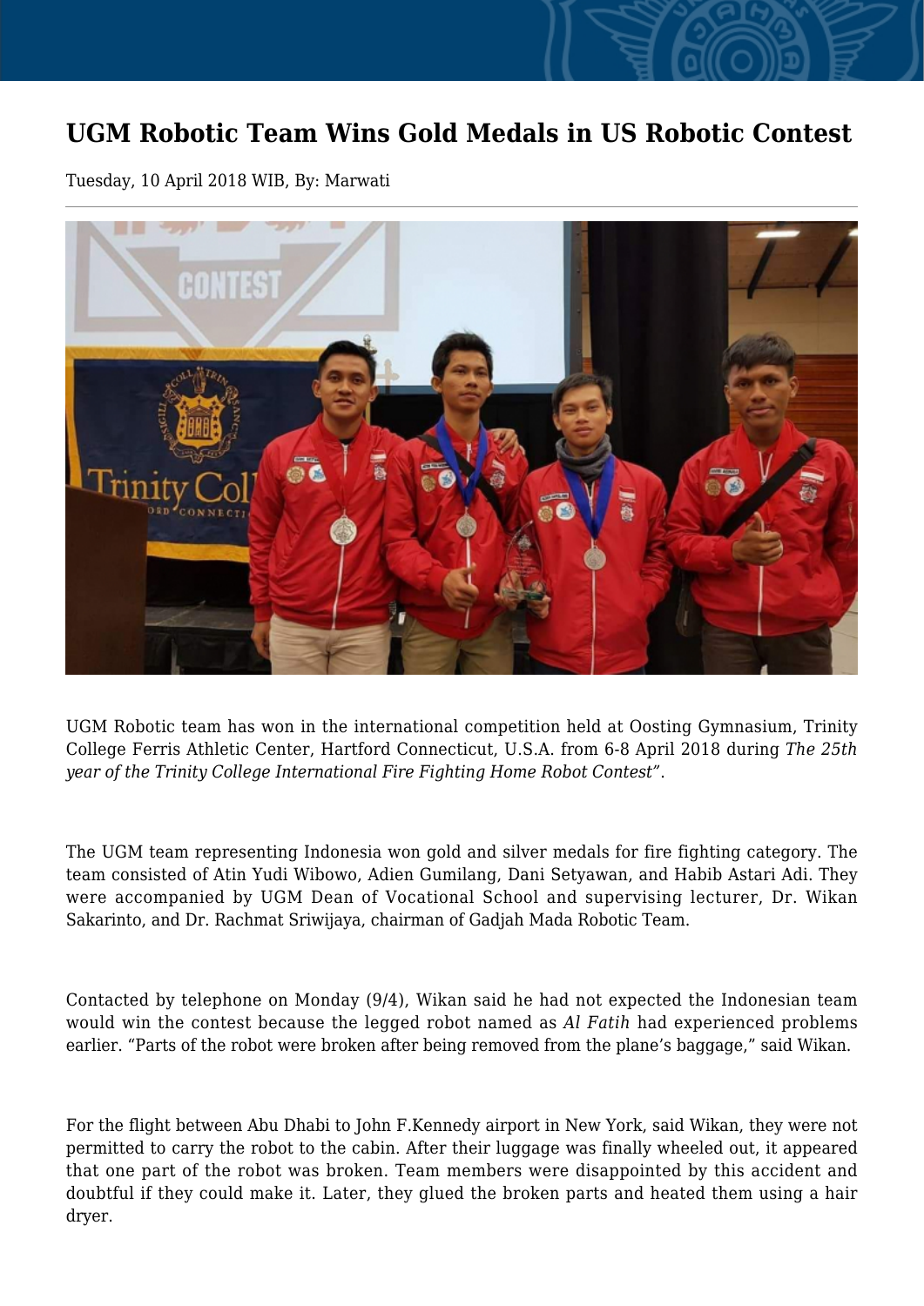# UGM Robotic Team Wins Gold Medals in US Robotic Contest

Tuesday, 10 April 2018 WIB, By: Marwati

UGM Robotic team has won in the international competition held at Oosting Gymnasium, Trinity College Ferris Athletic Center, Hartford Connecticut, U.S.A. from 6-8 April 2018 during *The 25th year of the Trinity College International Fire Fighting Home Robot Contest"*.

The UGM team representing Indonesia won gold and silver medals for fire fighting category. The team consisted of Atin Yudi Wibowo, Adien Gumilang, Dani Setyawan, and Habib Astari Adi. They were accompanied by UGM Dean of Vocational School and supervising lecturer, Dr. Wikan Sakarinto, and Dr. Rachmat Sriwijaya, chairman of Gadjah Mada Robotic Team.

Contacted by telephone on Monday (9/4), Wikan said he had not expected the Indonesian team would win the contest because the legged robot named as *Al Fatih* had experienced problems earlier. "Parts of the robot were broken after being removed from the plane's baggage," said Wikan.

For the flight between Abu Dhabi to John F.Kennedy airport in New York, said Wikan, they were not permitted to carry the robot to the cabin. After their luggage was finally wheeled out, it appeared that one part of the robot was broken. Team members were disappointed by this accident and doubtful if they could make it. Later, they glued the broken parts and heated them using a hair dryer.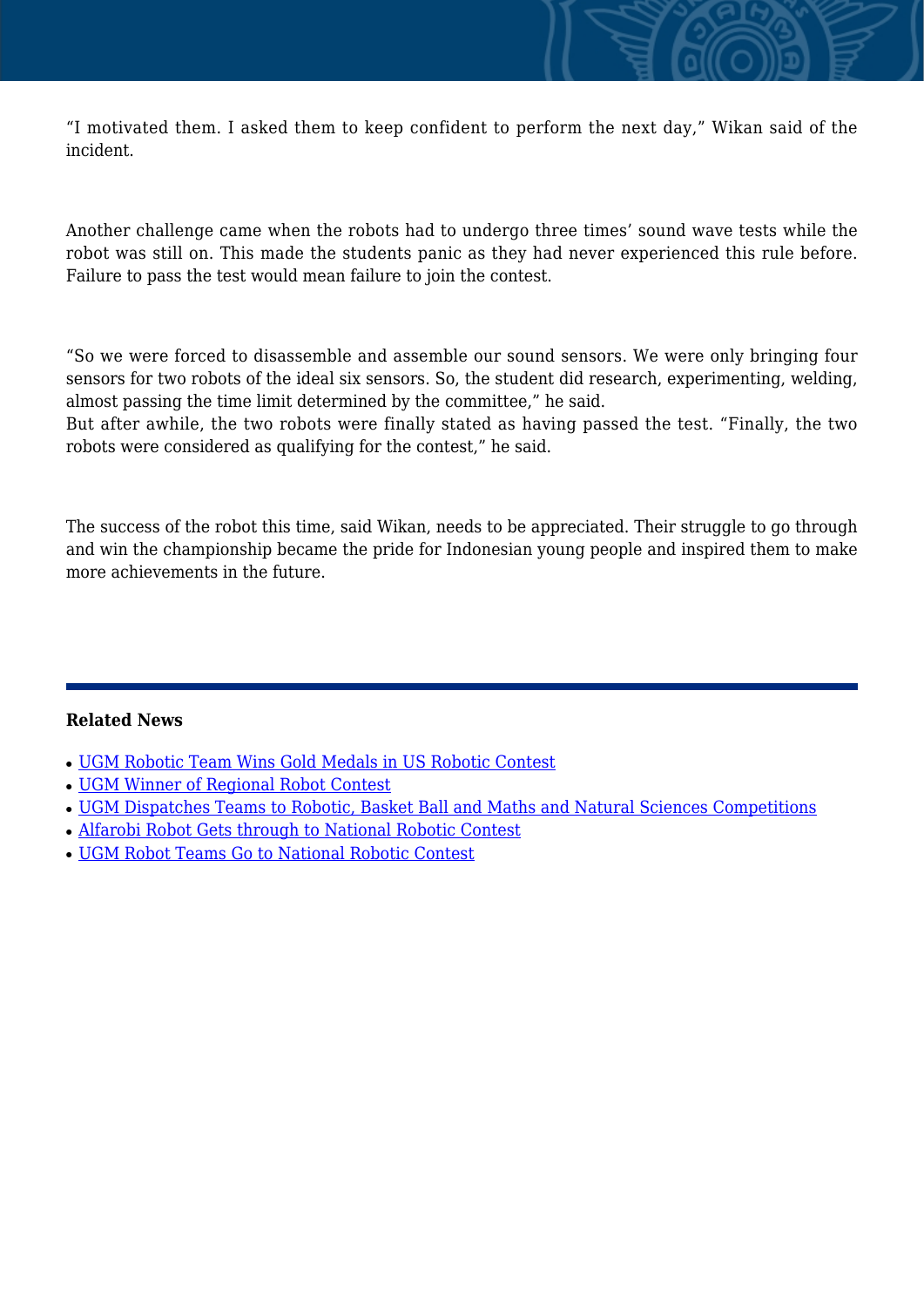"I motivated them. I asked them to keep confident to perform the next day," Wikan said of the incident.

Another challenge came when the robots had to undergo three times' sound wave tests while the robot was still on. This made the students panic as they had never experienced this rule before. Failure to pass the test would mean failure to join the contest.

"So we were forced to disassemble and assemble our sound sensors. We were only bringing four sensors for two robots of the ideal six sensors. So, the student did research, experimenting, welding, almost passing the time limit determined by the committee," he said.
But after awhile, the two robots were finally stated as having passed the test. "Finally, the two robots were considered as qualifying for the contest," he said.

The success of the robot this time, said Wikan, needs to be appreciated. Their struggle to go through and win the championship became the pride for Indonesian young people and inspired them to make more achievements in the future.

---

**Related News**

- UGM Robotic Team Wins Gold Medals in US Robotic Contest
- UGM Winner of Regional Robot Contest
- UGM Dispatches Teams to Robotic, Basket Ball and Maths and Natural Sciences Competitions
- Alfarobi Robot Gets through to National Robotic Contest
- UGM Robot Teams Go to National Robotic Contest